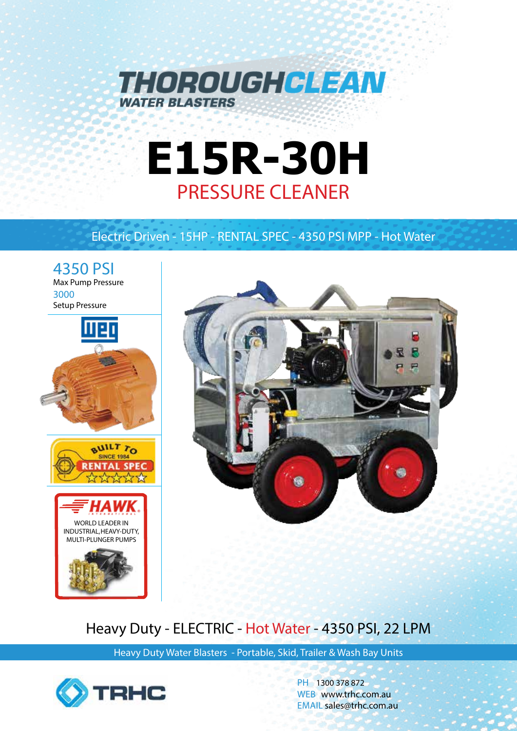# THOROUGHCLEAN

**WATER BLASTERS**

# E15R-30H

## PRESSURE CLEANER

Electric Driven - 15HP - RENTAL SPEC - 4350 PSI MPP - Hot Water

**4350 PSI**
Max Pump Pressure

**3000**
Setup Pressure

WEG

BUILT TO RENTAL SPEC
SINCE 1984

HAWK INTERNATIONAL
WORLD LEADER IN INDUSTRIAL, HEAVY-DUTY, MULTI-PLUNGER PUMPS

## Heavy Duty - ELECTRIC - Hot Water - 4350 PSI, 22 LPM

Heavy Duty Water Blasters - Portable, Skid, Trailer & Wash Bay Units

TRHC

PH 1300 378 872
WEB www.trhc.com.au
EMAIL sales@trhc.com.au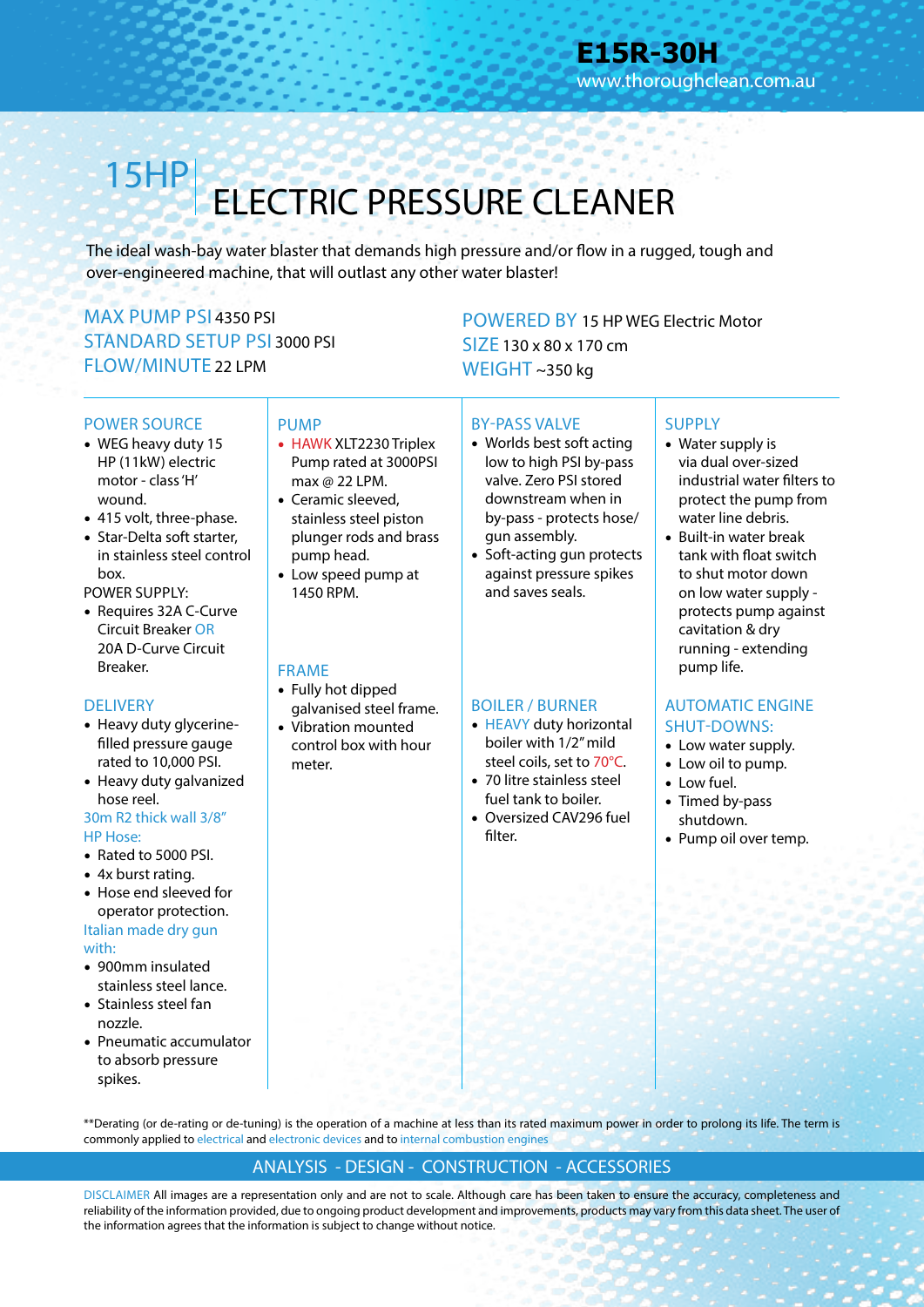E15R-30H

www.thoroughclean.com.au

# 15HP | ELECTRIC PRESSURE CLEANER

The ideal wash-bay water blaster that demands high pressure and/or flow in a rugged, tough and over-engineered machine, that will outlast any other water blaster!

MAX PUMP PSI 4350 PSI
STANDARD SETUP PSI 3000 PSI
FLOW/MINUTE 22 LPM

POWERED BY 15 HP WEG Electric Motor
SIZE 130 x 80 x 170 cm
WEIGHT ~350 kg

## POWER SOURCE

- WEG heavy duty 15 HP (11kW) electric motor - class 'H' wound.
- 415 volt, three-phase.
- Star-Delta soft starter, in stainless steel control box.

POWER SUPPLY:

- Requires 32A C-Curve Circuit Breaker OR 20A D-Curve Circuit Breaker.

## DELIVERY

- Heavy duty glycerine-filled pressure gauge rated to 10,000 PSI.
- Heavy duty galvanized hose reel.

30m R2 thick wall 3/8" HP Hose:

- Rated to 5000 PSI.
- 4x burst rating.
- Hose end sleeved for operator protection.

Italian made dry gun with:

- 900mm insulated stainless steel lance.
- Stainless steel fan nozzle.
- Pneumatic accumulator to absorb pressure spikes.

## PUMP

- HAWK XLT2230 Triplex Pump rated at 3000PSI max @ 22 LPM.
- Ceramic sleeved, stainless steel piston plunger rods and brass pump head.
- Low speed pump at 1450 RPM.

## FRAME

- Fully hot dipped galvanised steel frame.
- Vibration mounted control box with hour meter.

## BY-PASS VALVE

- Worlds best soft acting low to high PSI by-pass valve. Zero PSI stored downstream when in by-pass - protects hose/gun assembly.
- Soft-acting gun protects against pressure spikes and saves seals.

## BOILER / BURNER

- HEAVY duty horizontal boiler with 1/2" mild steel coils, set to 70°C.
- 70 litre stainless steel fuel tank to boiler.
- Oversized CAV296 fuel filter.

## SUPPLY

- Water supply is via dual over-sized industrial water filters to protect the pump from water line debris.
- Built-in water break tank with float switch to shut motor down on low water supply - protects pump against cavitation & dry running - extending pump life.

## AUTOMATIC ENGINE SHUT-DOWNS:

- Low water supply.
- Low oil to pump.
- Low fuel.
- Timed by-pass shutdown.
- Pump oil over temp.

**Derating (or de-rating or de-tuning) is the operation of a machine at less than its rated maximum power in order to prolong its life. The term is commonly applied to electrical and electronic devices and to internal combustion engines

ANALYSIS - DESIGN - CONSTRUCTION - ACCESSORIES

DISCLAIMER All images are a representation only and are not to scale. Although care has been taken to ensure the accuracy, completeness and reliability of the information provided, due to ongoing product development and improvements, products may vary from this data sheet. The user of the information agrees that the information is subject to change without notice.